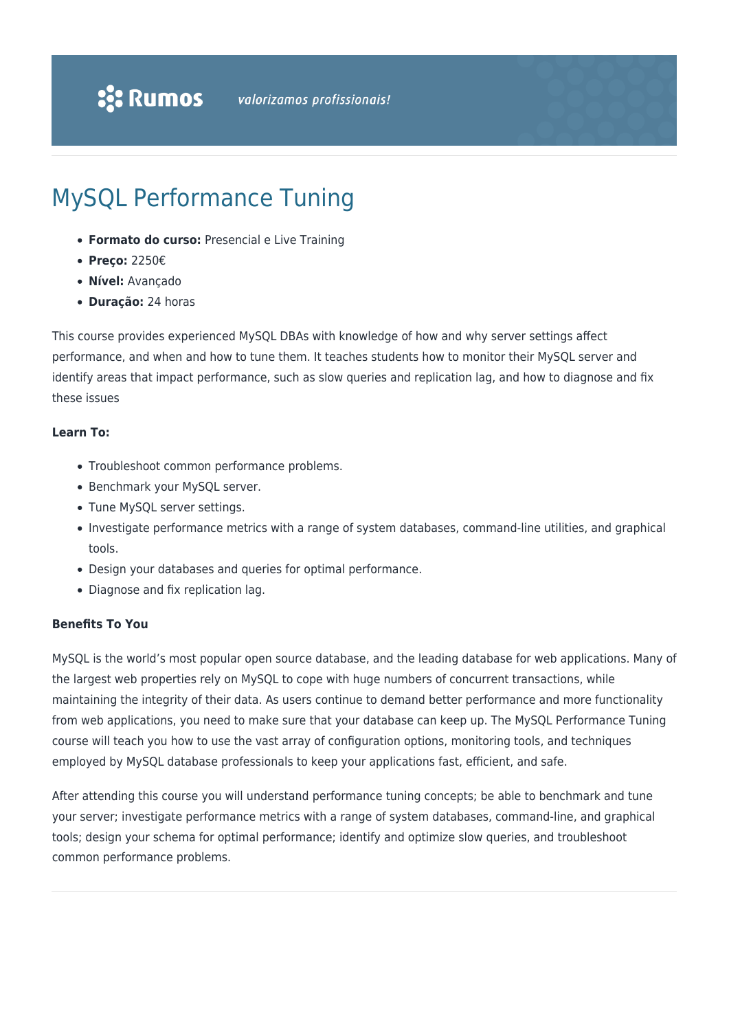# MySQL Performance Tuning

- **Formato do curso:** Presencial e Live Training
- **Preço:** 2250€
- **Nível:** Avançado
- **Duração:** 24 horas

This course provides experienced MySQL DBAs with knowledge of how and why server settings affect performance, and when and how to tune them. It teaches students how to monitor their MySQL server and identify areas that impact performance, such as slow queries and replication lag, and how to diagnose and fix these issues

**Learn To:**

- Troubleshoot common performance problems.
- Benchmark your MySQL server.
- Tune MySQL server settings.
- Investigate performance metrics with a range of system databases, command-line utilities, and graphical tools.
- Design your databases and queries for optimal performance.
- Diagnose and fix replication lag.

**Benefits To You**

MySQL is the world's most popular open source database, and the leading database for web applications. Many of the largest web properties rely on MySQL to cope with huge numbers of concurrent transactions, while maintaining the integrity of their data. As users continue to demand better performance and more functionality from web applications, you need to make sure that your database can keep up. The MySQL Performance Tuning course will teach you how to use the vast array of configuration options, monitoring tools, and techniques employed by MySQL database professionals to keep your applications fast, efficient, and safe.

After attending this course you will understand performance tuning concepts; be able to benchmark and tune your server; investigate performance metrics with a range of system databases, command-line, and graphical tools; design your schema for optimal performance; identify and optimize slow queries, and troubleshoot common performance problems.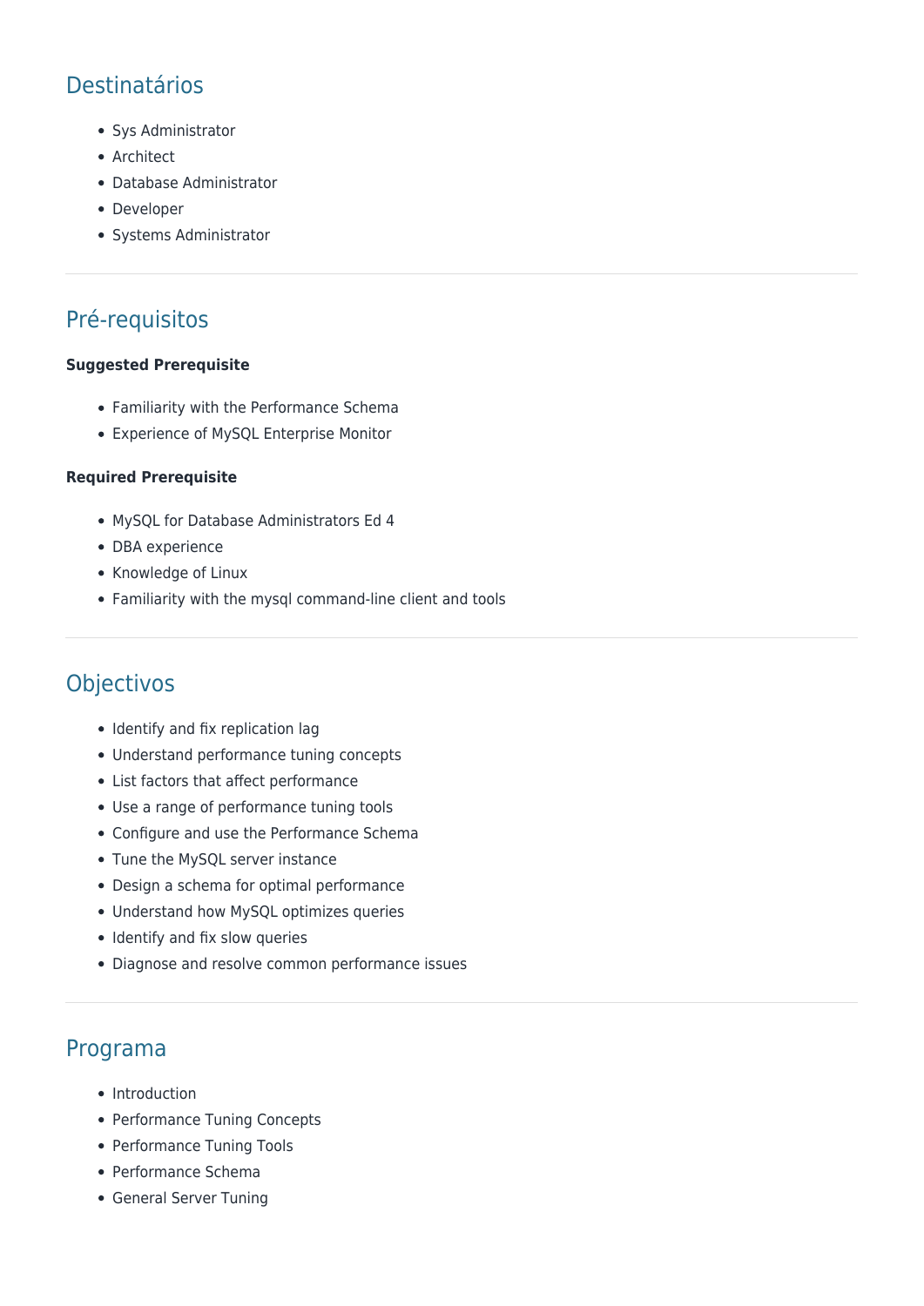## Destinatários

- Sys Administrator
- Architect
- Database Administrator
- Developer
- Systems Administrator

## Pré-requisitos

**Suggested Prerequisite**

- Familiarity with the Performance Schema
- Experience of MySQL Enterprise Monitor

**Required Prerequisite**

- MySQL for Database Administrators Ed 4
- DBA experience
- Knowledge of Linux
- Familiarity with the mysql command-line client and tools

## Objectivos

- Identify and fix replication lag
- Understand performance tuning concepts
- List factors that affect performance
- Use a range of performance tuning tools
- Configure and use the Performance Schema
- Tune the MySQL server instance
- Design a schema for optimal performance
- Understand how MySQL optimizes queries
- Identify and fix slow queries
- Diagnose and resolve common performance issues

## Programa

- Introduction
- Performance Tuning Concepts
- Performance Tuning Tools
- Performance Schema
- General Server Tuning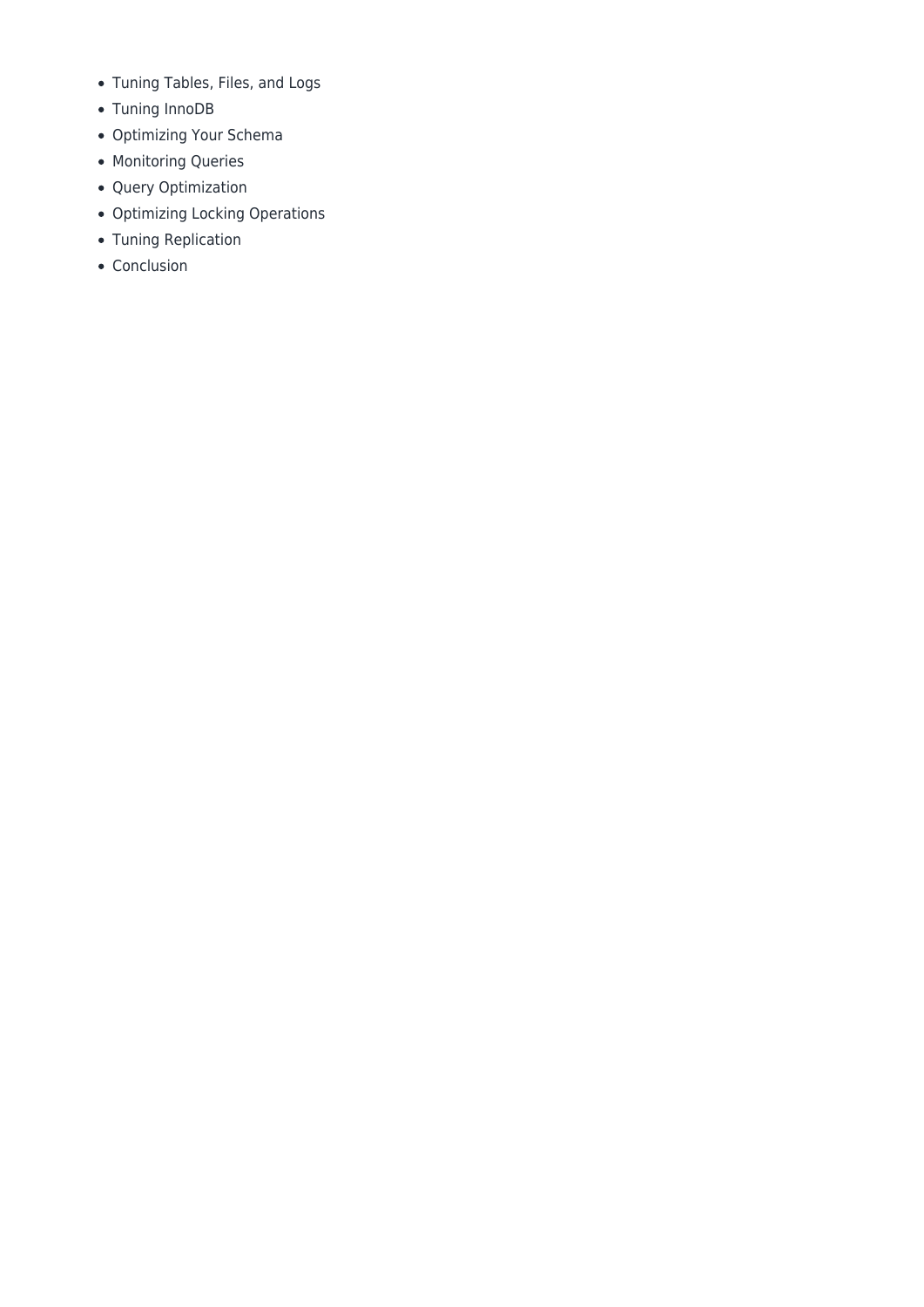- Tuning Tables, Files, and Logs
- Tuning InnoDB
- Optimizing Your Schema
- Monitoring Queries
- Query Optimization
- Optimizing Locking Operations
- Tuning Replication
- Conclusion